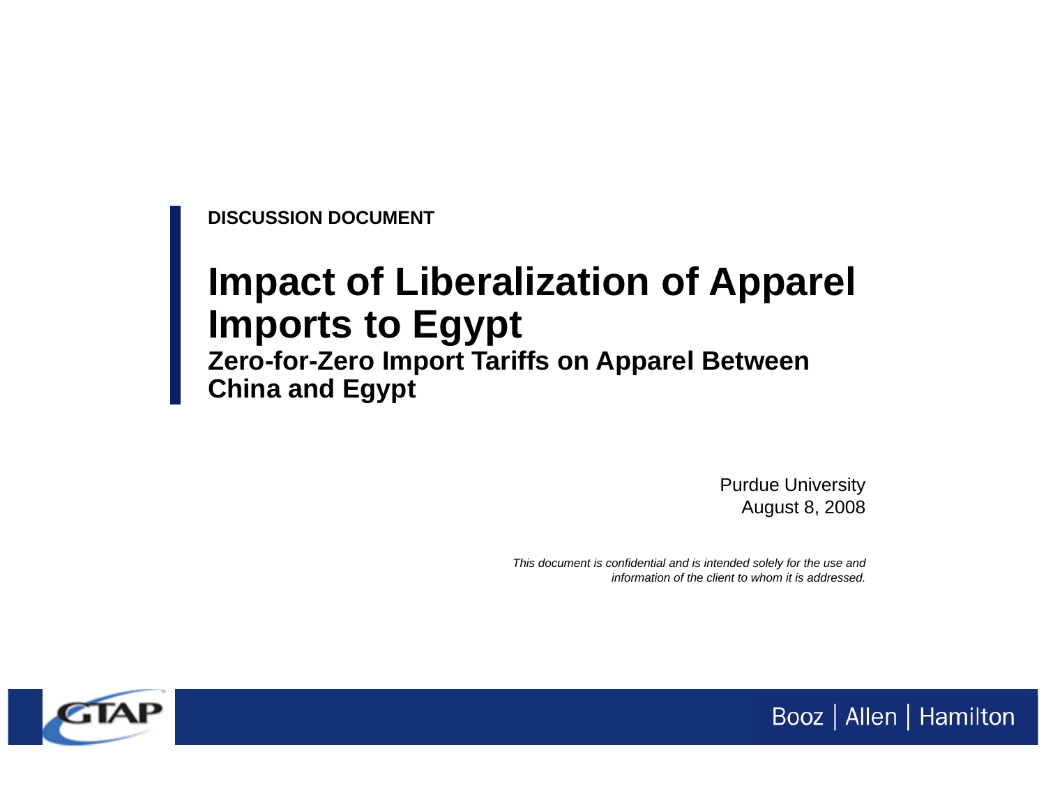**DISCUSSION DOCUMENT**

# Impact of Liberalization of Apparel Imports to Egypt

## Zero-for-Zero Import Tariffs on Apparel Between China and Egypt

Purdue University
August 8, 2008

*This document is confidential and is intended solely for the use and information of the client to whom it is addressed.*

GTAP

Booz | Allen | Hamilton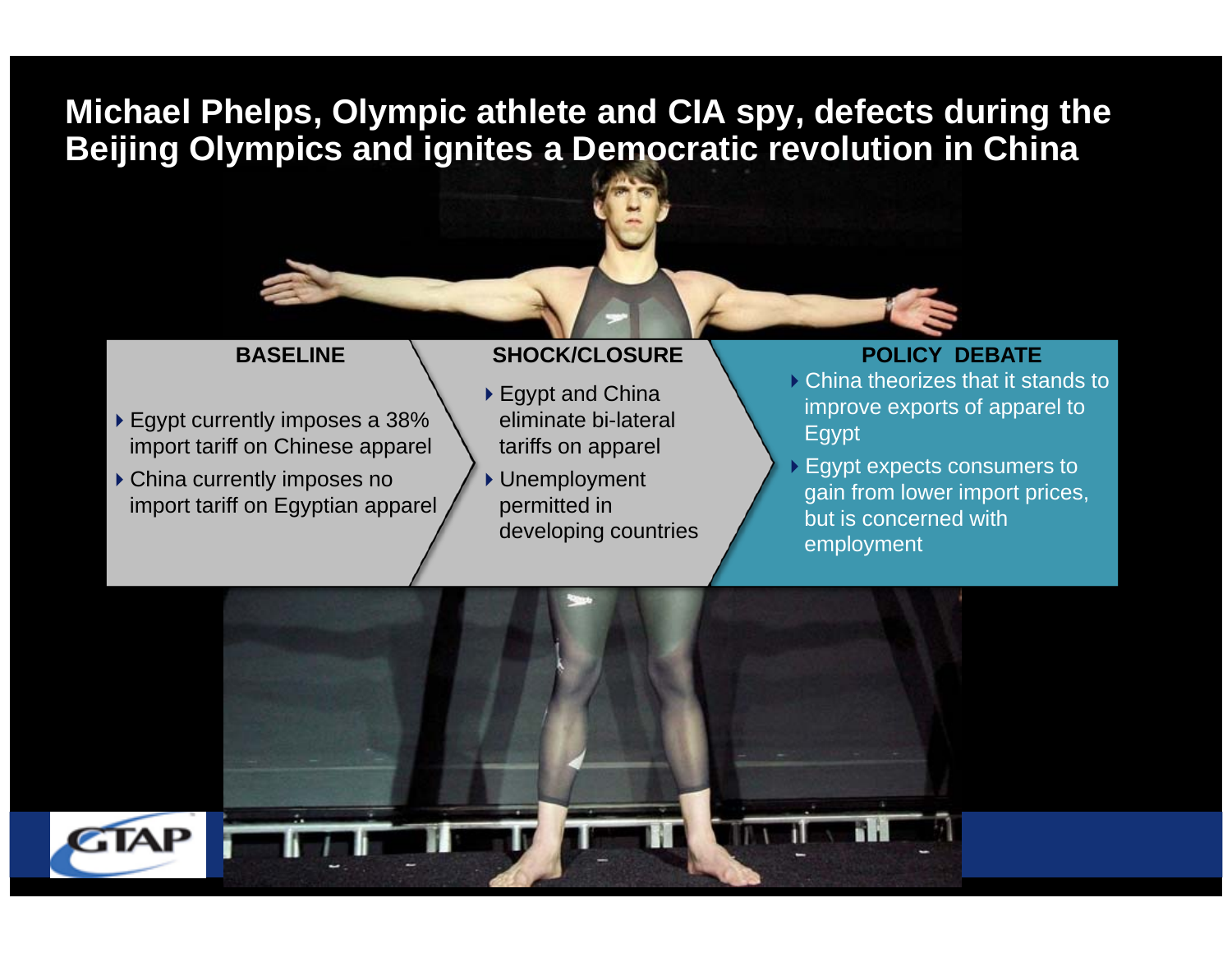# Michael Phelps, Olympic athlete and CIA spy, defects during the Beijing Olympics and ignites a Democratic revolution in China

**BASELINE**

- Egypt currently imposes a 38% import tariff on Chinese apparel
- China currently imposes no import tariff on Egyptian apparel

**SHOCK/CLOSURE**

- Egypt and China eliminate bi-lateral tariffs on apparel
- Unemployment permitted in developing countries

**POLICY DEBATE**

- China theorizes that it stands to improve exports of apparel to Egypt
- Egypt expects consumers to gain from lower import prices, but is concerned with employment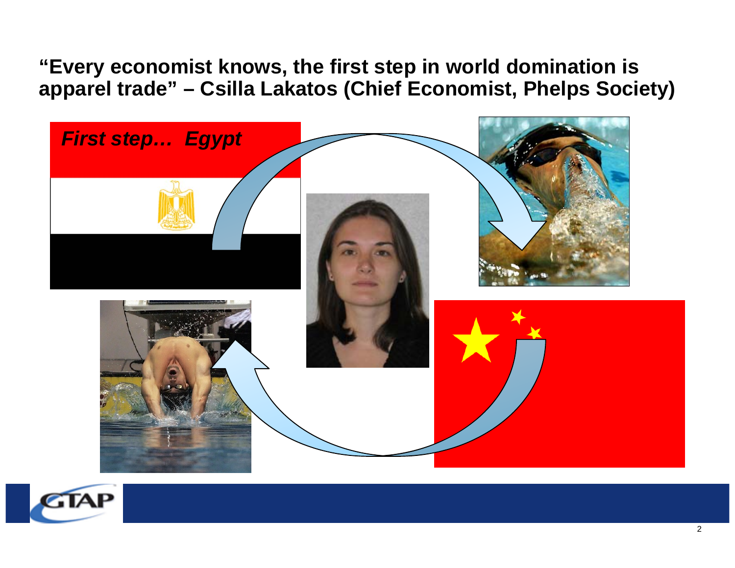# "Every economist knows, the first step in world domination is apparel trade" – Csilla Lakatos (Chief Economist, Phelps Society)

*First step… Egypt*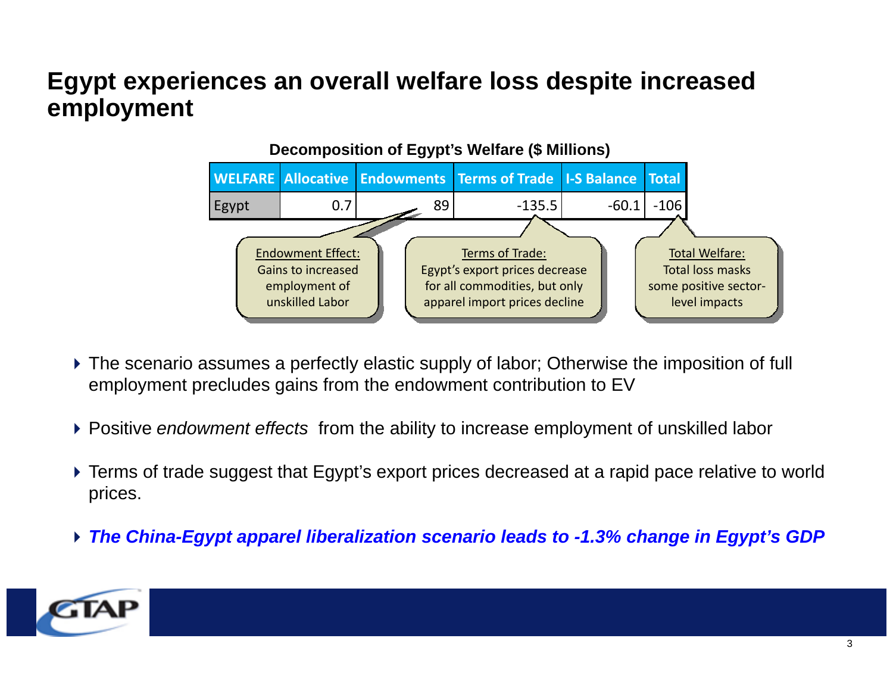# Egypt experiences an overall welfare loss despite increased employment

**Decomposition of Egypt's Welfare ($ Millions)**

| WELFARE | Allocative | Endowments | Terms of Trade | I-S Balance | Total |
|---|---|---|---|---|---|
| Egypt | 0.7 | 89 | -135.5 | -60.1 | -106 |

Endowment Effect: Gains to increased employment of unskilled Labor

Terms of Trade: Egypt's export prices decrease for all commodities, but only apparel import prices decline

Total Welfare: Total loss masks some positive sector-level impacts

- The scenario assumes a perfectly elastic supply of labor; Otherwise the imposition of full employment precludes gains from the endowment contribution to EV
- Positive *endowment effects* from the ability to increase employment of unskilled labor
- Terms of trade suggest that Egypt's export prices decreased at a rapid pace relative to world prices.
- ***The China-Egypt apparel liberalization scenario leads to -1.3% change in Egypt's GDP***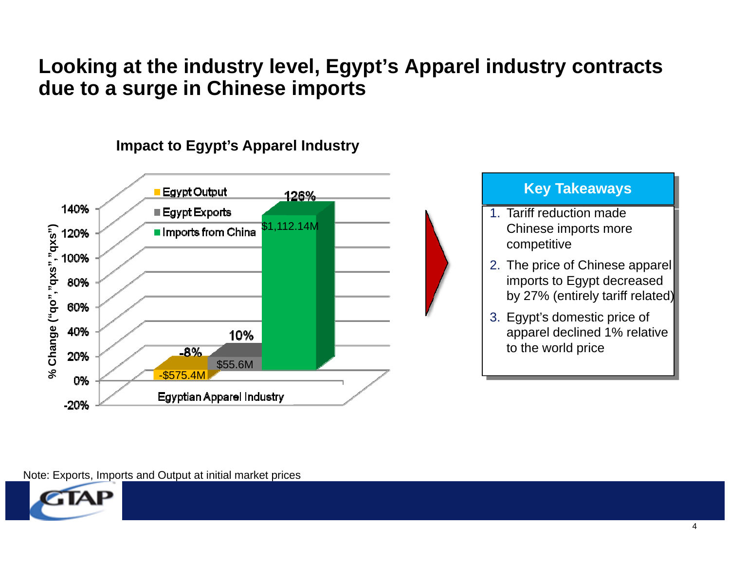# Looking at the industry level, Egypt's Apparel industry contracts due to a surge in Chinese imports

## Impact to Egypt's Apparel Industry

| | Egypt Output | Egypt Exports | Imports from China |
|---|---|---|---|
| % Change ("qo", "qxs", "qxs") | -8% | 10% | 126% |
| Value | -$575.4M | $55.6M | $1,112.14M |

Egyptian Apparel Industry

**Key Takeaways**

1. Tariff reduction made Chinese imports more competitive
2. The price of Chinese apparel imports to Egypt decreased by 27% (entirely tariff related)
3. Egypt's domestic price of apparel declined 1% relative to the world price

Note: Exports, Imports and Output at initial market prices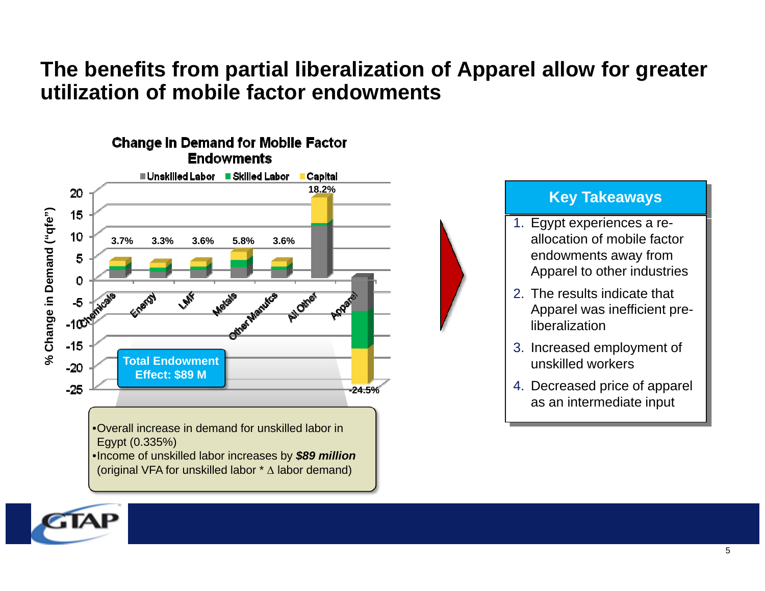# The benefits from partial liberalization of Apparel allow for greater utilization of mobile factor endowments

**Change In Demand for Mobile Factor Endowments**

Unskilled Labor | Skilled Labor | Capital

% Change in Demand (“qfe”)

| Sector | Total % Change |
|---|---|
| Chemicals | 3.7% |
| Energy | 3.3% |
| LMF | 3.6% |
| Metals | 5.8% |
| Other Manufcs | 3.6% |
| All Other | 18.2% |
| Apparel | -24.5% |

**Total Endowment Effect: $89 M**

- Overall increase in demand for unskilled labor in Egypt (0.335%)
- Income of unskilled labor increases by ***$89 million*** (original VFA for unskilled labor * ∆ labor demand)

## Key Takeaways

1. Egypt experiences a re-allocation of mobile factor endowments away from Apparel to other industries
2. The results indicate that Apparel was inefficient pre-liberalization
3. Increased employment of unskilled workers
4. Decreased price of apparel as an intermediate input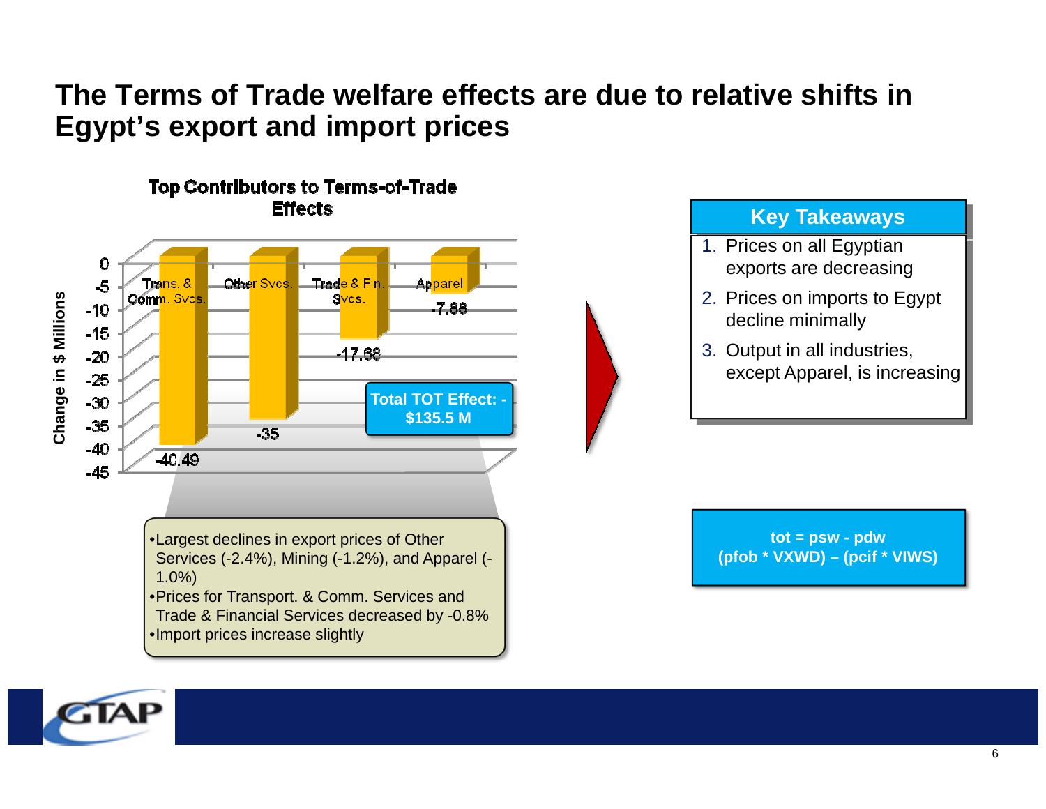# The Terms of Trade welfare effects are due to relative shifts in Egypt's export and import prices

**Top Contributors to Terms-of-Trade Effects**

| Sector | Change in $ Millions |
|---|---|
| Trans. & Comm. Svcs. | -40.49 |
| Other Svcs. | -35 |
| Trade & Fin. Svcs. | -17.68 |
| Apparel | -7.88 |

**Total TOT Effect: -$135.5 M**

- Largest declines in export prices of Other Services (-2.4%), Mining (-1.2%), and Apparel (-1.0%)
- Prices for Transport. & Comm. Services and Trade & Financial Services decreased by -0.8%
- Import prices increase slightly

**Key Takeaways**

1. Prices on all Egyptian exports are decreasing
2. Prices on imports to Egypt decline minimally
3. Output in all industries, except Apparel, is increasing

**tot = psw - pdw**
**(pfob * VXWD) – (pcif * VIWS)**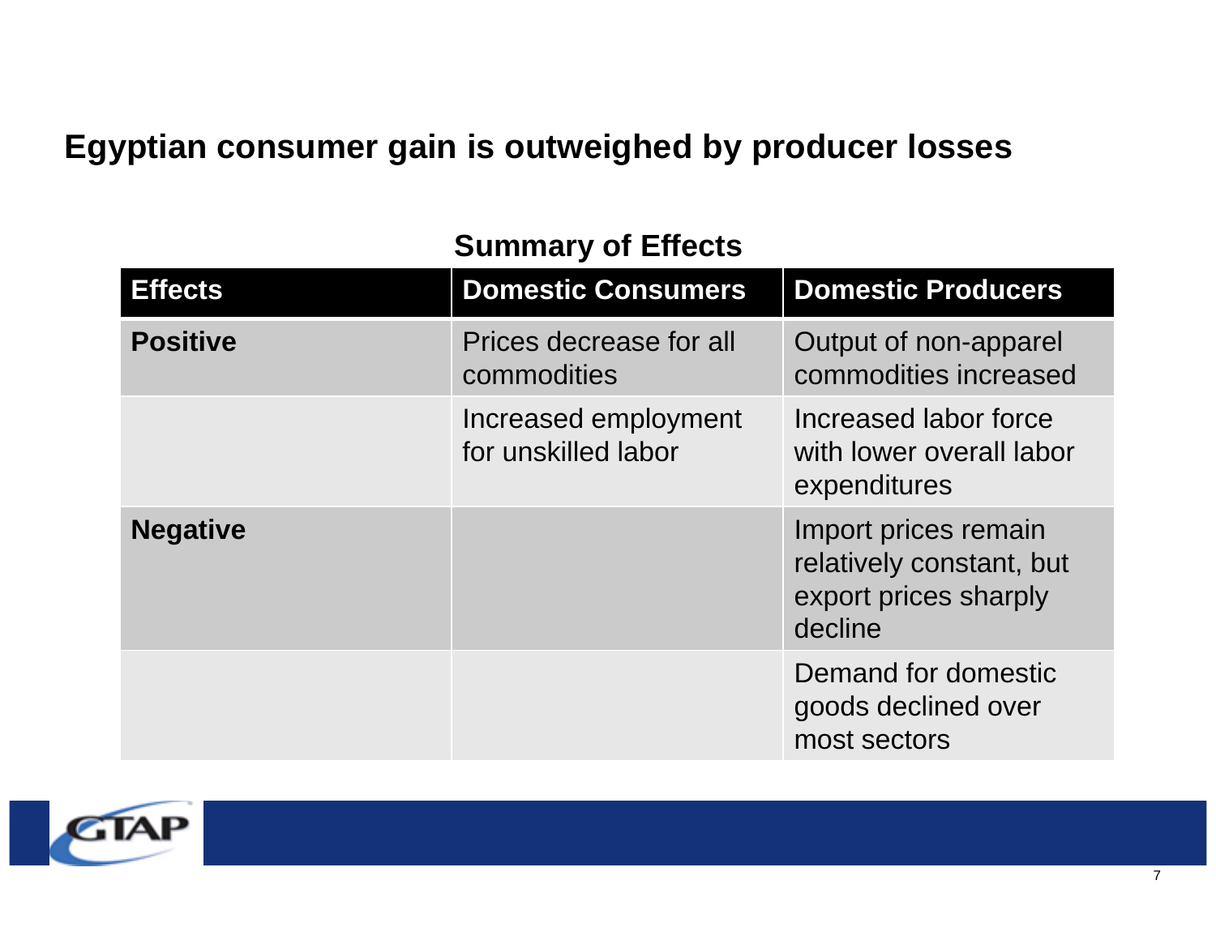# Egyptian consumer gain is outweighed by producer losses

**Summary of Effects**

| Effects | Domestic Consumers | Domestic Producers |
| --- | --- | --- |
| **Positive** | Prices decrease for all commodities | Output of non-apparel commodities increased |
| | Increased employment for unskilled labor | Increased labor force with lower overall labor expenditures |
| **Negative** | | Import prices remain relatively constant, but export prices sharply decline |
| | | Demand for domestic goods declined over most sectors |